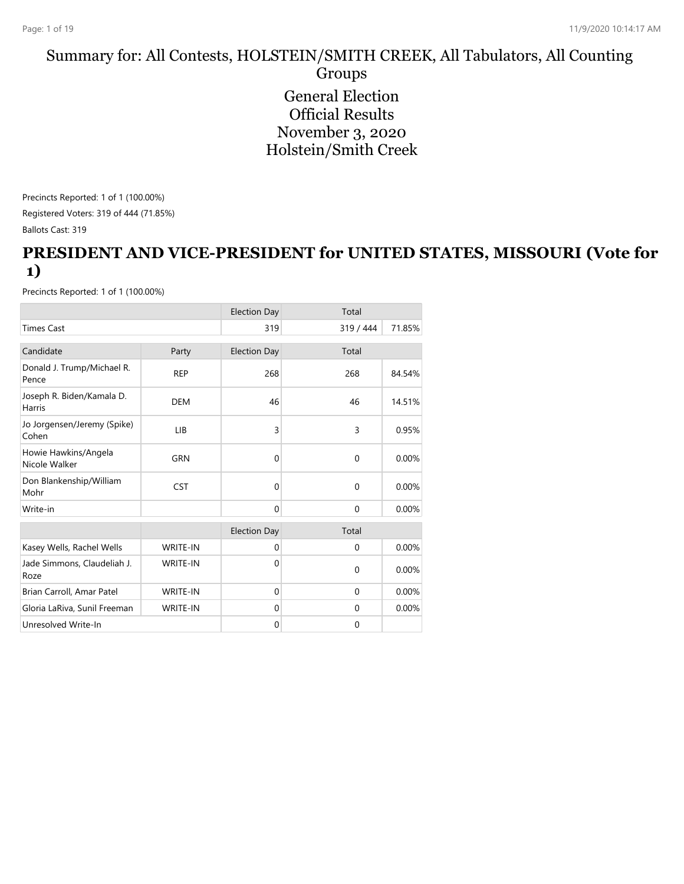# Summary for: All Contests, HOLSTEIN/SMITH CREEK, All Tabulators, All Counting Groups

## General Election
## Official Results
## November 3, 2020
## Holstein/Smith Creek

Precincts Reported: 1 of 1 (100.00%)

Registered Voters: 319 of 444 (71.85%)

Ballots Cast: 319

## PRESIDENT AND VICE-PRESIDENT for UNITED STATES, MISSOURI (Vote for 1)

Precincts Reported: 1 of 1 (100.00%)

| | | Election Day | Total | |
|---|---|---|---|---|
| Times Cast | | 319 | 319 / 444 | 71.85% |

| Candidate | Party | Election Day | Total | |
|---|---|---|---|---|
| Donald J. Trump/Michael R. Pence | REP | 268 | 268 | 84.54% |
| Joseph R. Biden/Kamala D. Harris | DEM | 46 | 46 | 14.51% |
| Jo Jorgensen/Jeremy (Spike) Cohen | LIB | 3 | 3 | 0.95% |
| Howie Hawkins/Angela Nicole Walker | GRN | 0 | 0 | 0.00% |
| Don Blankenship/William Mohr | CST | 0 | 0 | 0.00% |
| Write-in | | 0 | 0 | 0.00% |

| | | Election Day | Total | |
|---|---|---|---|---|
| Kasey Wells, Rachel Wells | WRITE-IN | 0 | 0 | 0.00% |
| Jade Simmons, Claudeliah J. Roze | WRITE-IN | 0 | 0 | 0.00% |
| Brian Carroll, Amar Patel | WRITE-IN | 0 | 0 | 0.00% |
| Gloria LaRiva, Sunil Freeman | WRITE-IN | 0 | 0 | 0.00% |
| Unresolved Write-In | | 0 | 0 | |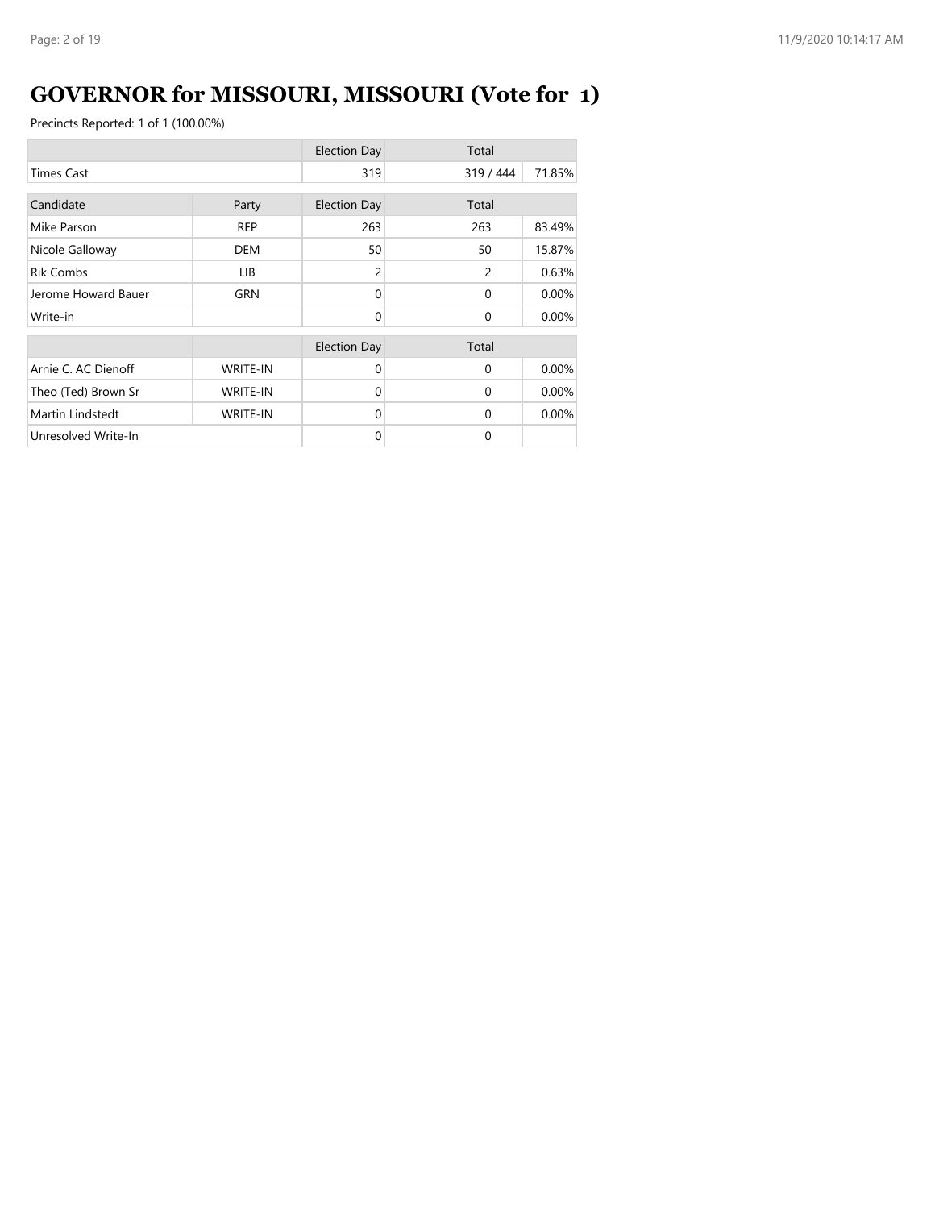# GOVERNOR for MISSOURI, MISSOURI (Vote for 1)

Precincts Reported: 1 of 1 (100.00%)

| | | Election Day | Total | |
|---|---|---|---|---|
| Times Cast | | 319 | 319 / 444 | 71.85% |

| Candidate | Party | Election Day | Total | |
|---|---|---|---|---|
| Mike Parson | REP | 263 | 263 | 83.49% |
| Nicole Galloway | DEM | 50 | 50 | 15.87% |
| Rik Combs | LIB | 2 | 2 | 0.63% |
| Jerome Howard Bauer | GRN | 0 | 0 | 0.00% |
| Write-in | | 0 | 0 | 0.00% |

| | | Election Day | Total | |
|---|---|---|---|---|
| Arnie C. AC Dienoff | WRITE-IN | 0 | 0 | 0.00% |
| Theo (Ted) Brown Sr | WRITE-IN | 0 | 0 | 0.00% |
| Martin Lindstedt | WRITE-IN | 0 | 0 | 0.00% |
| Unresolved Write-In | | 0 | 0 | |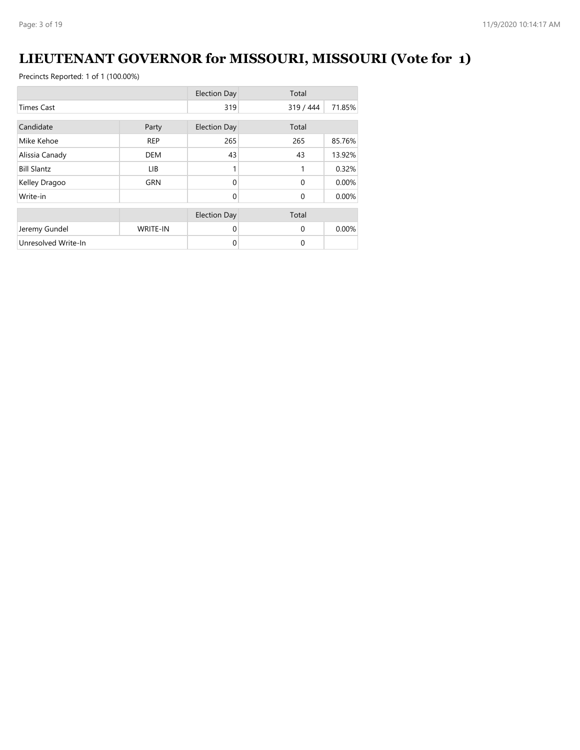# LIEUTENANT GOVERNOR for MISSOURI, MISSOURI (Vote for 1)

Precincts Reported: 1 of 1 (100.00%)

| | Election Day | Total | |
|---|---|---|---|
| Times Cast | 319 | 319 / 444 | 71.85% |

| Candidate | Party | Election Day | Total | |
|---|---|---|---|---|
| Mike Kehoe | REP | 265 | 265 | 85.76% |
| Alissia Canady | DEM | 43 | 43 | 13.92% |
| Bill Slantz | LIB | 1 | 1 | 0.32% |
| Kelley Dragoo | GRN | 0 | 0 | 0.00% |
| Write-in | | 0 | 0 | 0.00% |

| | | Election Day | Total | |
|---|---|---|---|---|
| Jeremy Gundel | WRITE-IN | 0 | 0 | 0.00% |
| Unresolved Write-In | | 0 | 0 | |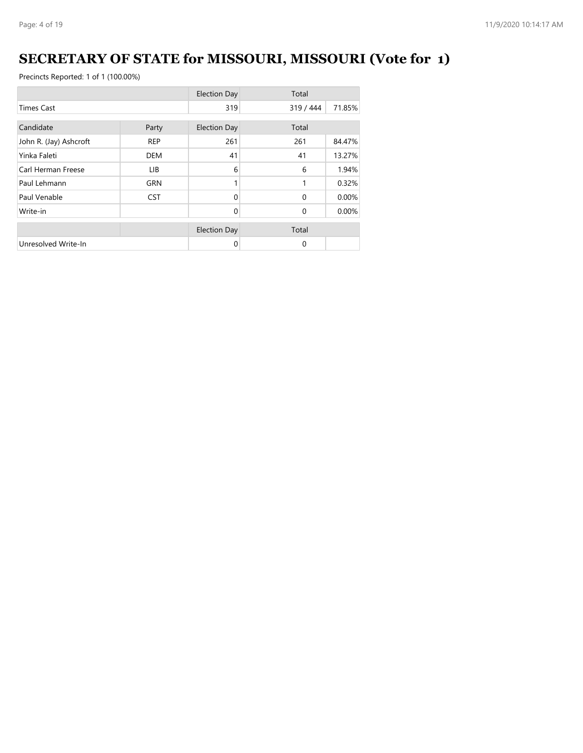# SECRETARY OF STATE for MISSOURI, MISSOURI (Vote for 1)

Precincts Reported: 1 of 1 (100.00%)

| | | Election Day | Total | |
|---|---|---|---|---|
| Times Cast | | 319 | 319 / 444 | 71.85% |

| Candidate | Party | Election Day | Total | |
|---|---|---|---|---|
| John R. (Jay) Ashcroft | REP | 261 | 261 | 84.47% |
| Yinka Faleti | DEM | 41 | 41 | 13.27% |
| Carl Herman Freese | LIB | 6 | 6 | 1.94% |
| Paul Lehmann | GRN | 1 | 1 | 0.32% |
| Paul Venable | CST | 0 | 0 | 0.00% |
| Write-in | | 0 | 0 | 0.00% |

| | | Election Day | Total | |
|---|---|---|---|---|
| Unresolved Write-In | | 0 | 0 | |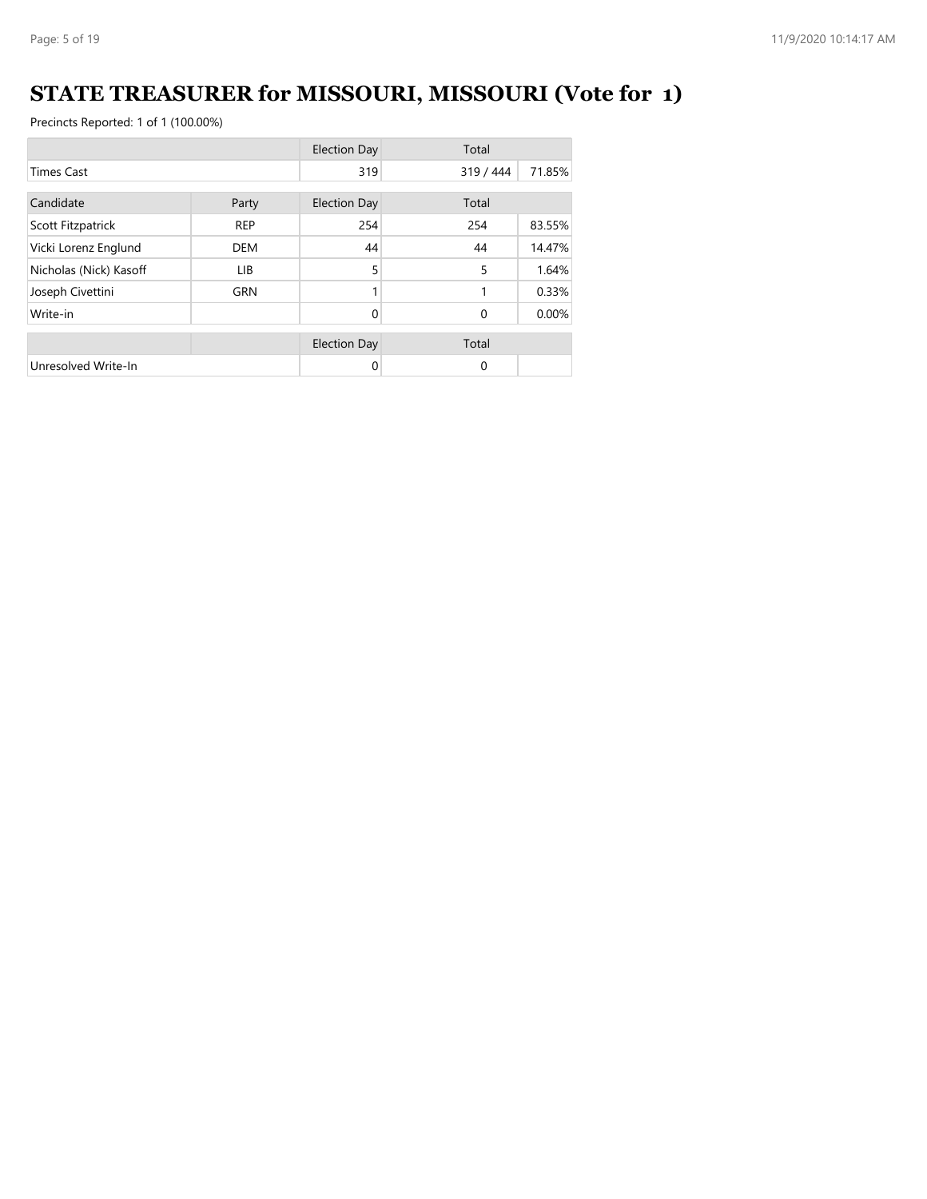# STATE TREASURER for MISSOURI, MISSOURI (Vote for 1)

Precincts Reported: 1 of 1 (100.00%)

| | | Election Day | Total | |
|---|---|---|---|---|
| Times Cast | | 319 | 319 / 444 | 71.85% |

| Candidate | Party | Election Day | Total | |
|---|---|---|---|---|
| Scott Fitzpatrick | REP | 254 | 254 | 83.55% |
| Vicki Lorenz Englund | DEM | 44 | 44 | 14.47% |
| Nicholas (Nick) Kasoff | LIB | 5 | 5 | 1.64% |
| Joseph Civettini | GRN | 1 | 1 | 0.33% |
| Write-in | | 0 | 0 | 0.00% |

| | | Election Day | Total | |
|---|---|---|---|---|
| Unresolved Write-In | | 0 | 0 | |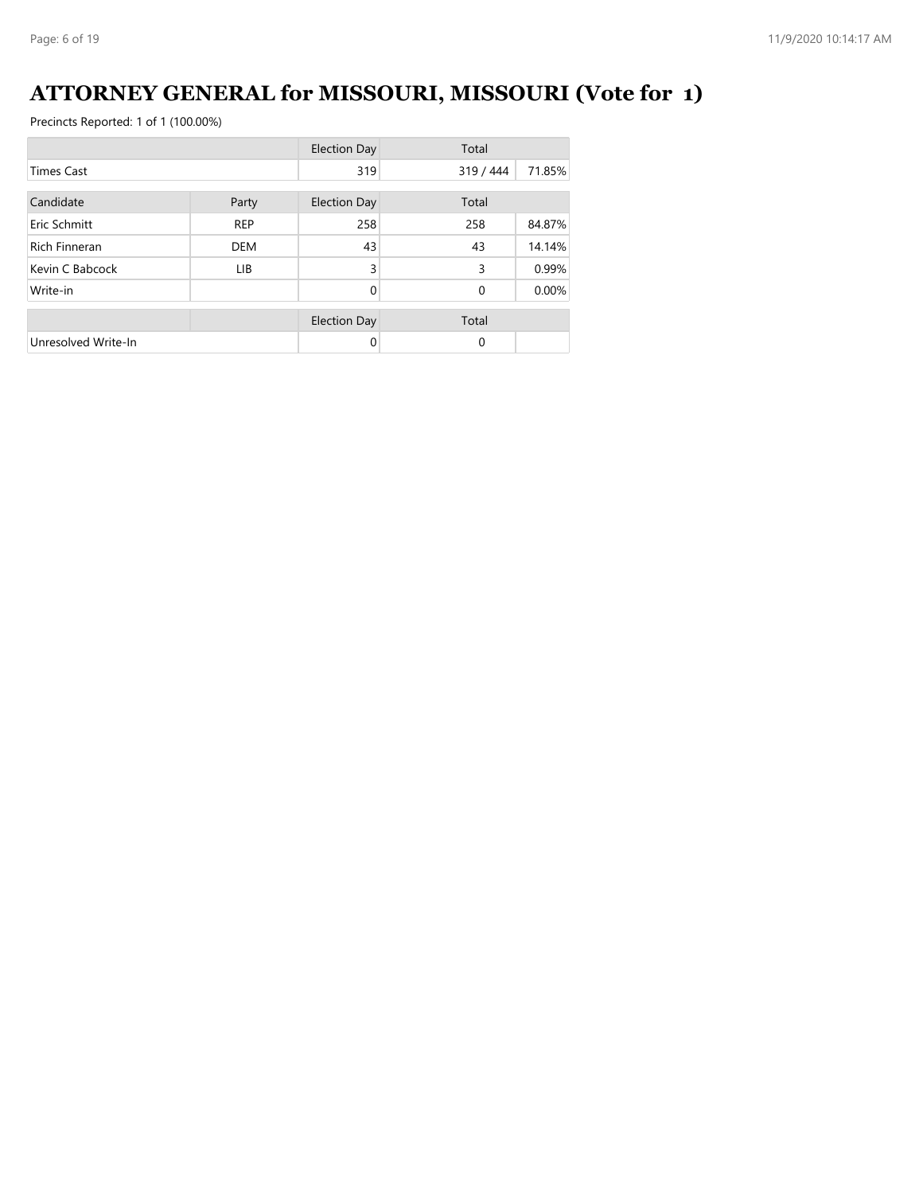# ATTORNEY GENERAL for MISSOURI, MISSOURI (Vote for 1)

Precincts Reported: 1 of 1 (100.00%)

| | | Election Day | Total | |
|---|---|---|---|---|
| Times Cast | | 319 | 319 / 444 | 71.85% |

| Candidate | Party | Election Day | Total | |
|---|---|---|---|---|
| Eric Schmitt | REP | 258 | 258 | 84.87% |
| Rich Finneran | DEM | 43 | 43 | 14.14% |
| Kevin C Babcock | LIB | 3 | 3 | 0.99% |
| Write-in | | 0 | 0 | 0.00% |

| | | Election Day | Total | |
|---|---|---|---|---|
| Unresolved Write-In | | 0 | 0 | |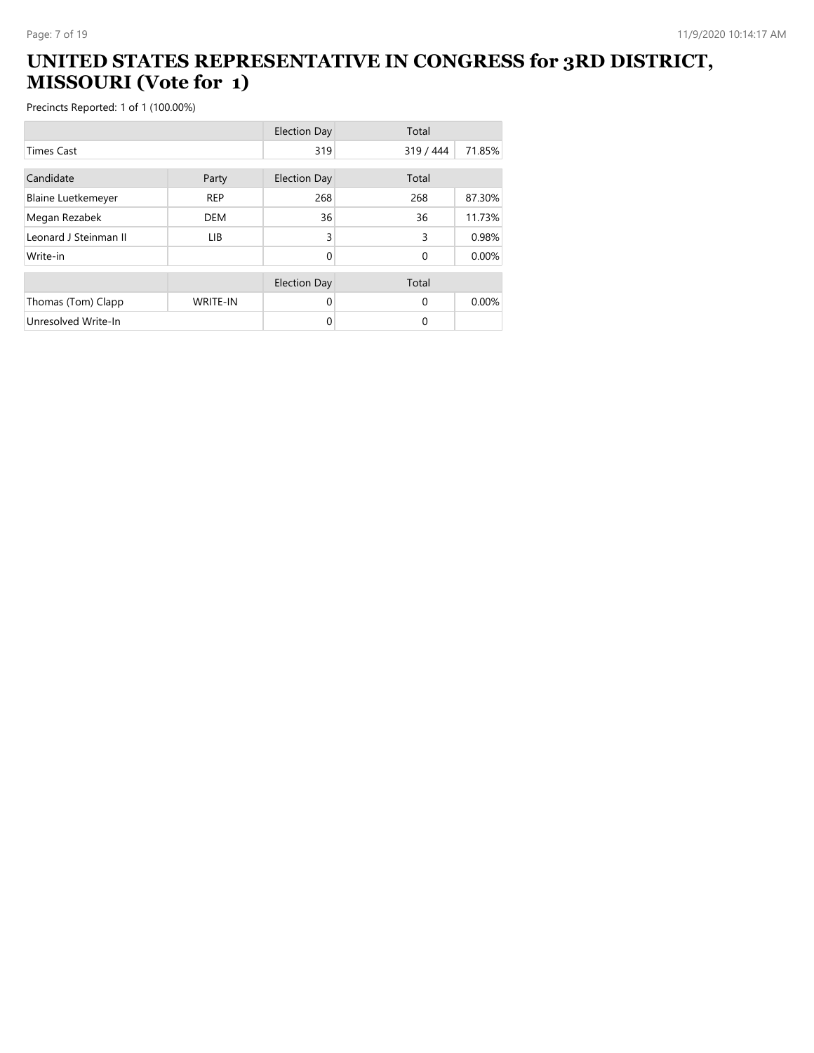# UNITED STATES REPRESENTATIVE IN CONGRESS for 3RD DISTRICT, MISSOURI (Vote for 1)

Precincts Reported: 1 of 1 (100.00%)

| | Election Day | Total | |
|---|---|---|---|
| Times Cast | 319 | 319 / 444 | 71.85% |

| Candidate | Party | Election Day | Total | |
|---|---|---|---|---|
| Blaine Luetkemeyer | REP | 268 | 268 | 87.30% |
| Megan Rezabek | DEM | 36 | 36 | 11.73% |
| Leonard J Steinman II | LIB | 3 | 3 | 0.98% |
| Write-in | | 0 | 0 | 0.00% |

| | | Election Day | Total | |
|---|---|---|---|---|
| Thomas (Tom) Clapp | WRITE-IN | 0 | 0 | 0.00% |
| Unresolved Write-In | | 0 | 0 | |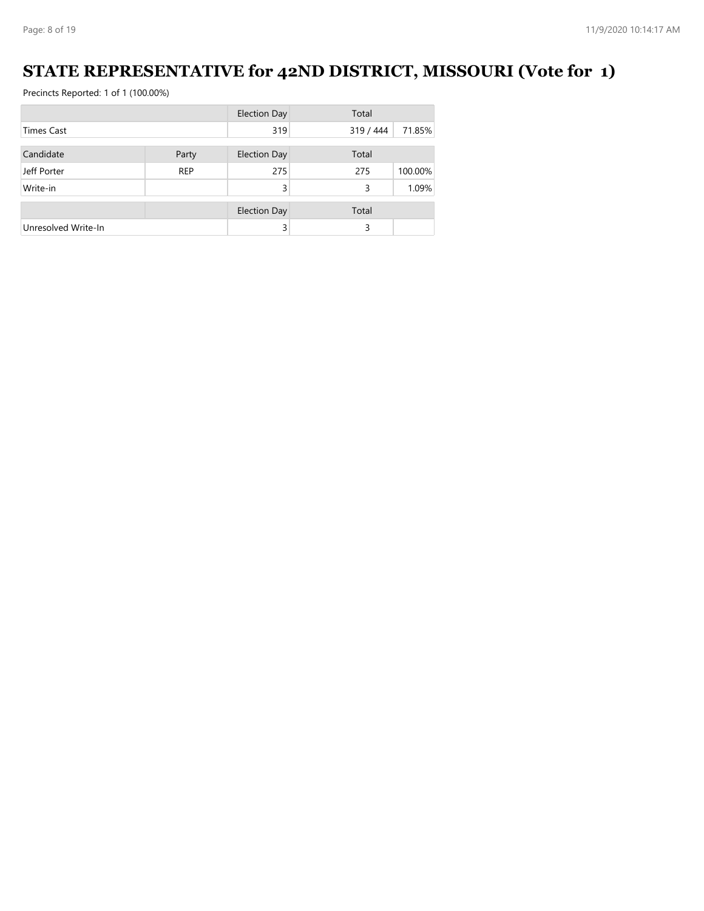# STATE REPRESENTATIVE for 42ND DISTRICT, MISSOURI (Vote for 1)

Precincts Reported: 1 of 1 (100.00%)

| | | Election Day | Total | |
|---|---|---|---|---|
| Times Cast | | 319 | 319 / 444 | 71.85% |

| Candidate | Party | Election Day | Total | |
|---|---|---|---|---|
| Jeff Porter | REP | 275 | 275 | 100.00% |
| Write-in | | 3 | 3 | 1.09% |

| | | Election Day | Total | |
|---|---|---|---|---|
| Unresolved Write-In | | 3 | 3 | |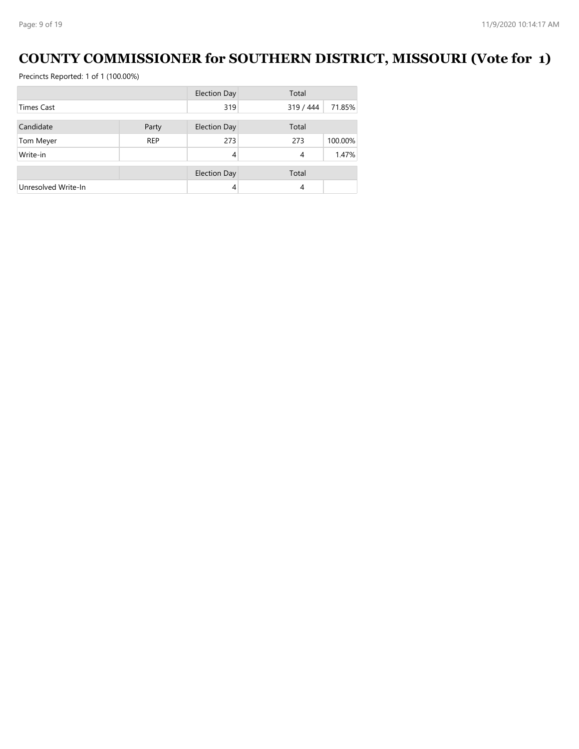# COUNTY COMMISSIONER for SOUTHERN DISTRICT, MISSOURI (Vote for 1)

Precincts Reported: 1 of 1 (100.00%)

| | | Election Day | Total | |
|---|---|---|---|---|
| Times Cast | | 319 | 319 / 444 | 71.85% |

| Candidate | Party | Election Day | Total | |
|---|---|---|---|---|
| Tom Meyer | REP | 273 | 273 | 100.00% |
| Write-in | | 4 | 4 | 1.47% |

| | | Election Day | Total | |
|---|---|---|---|---|
| Unresolved Write-In | | 4 | 4 | |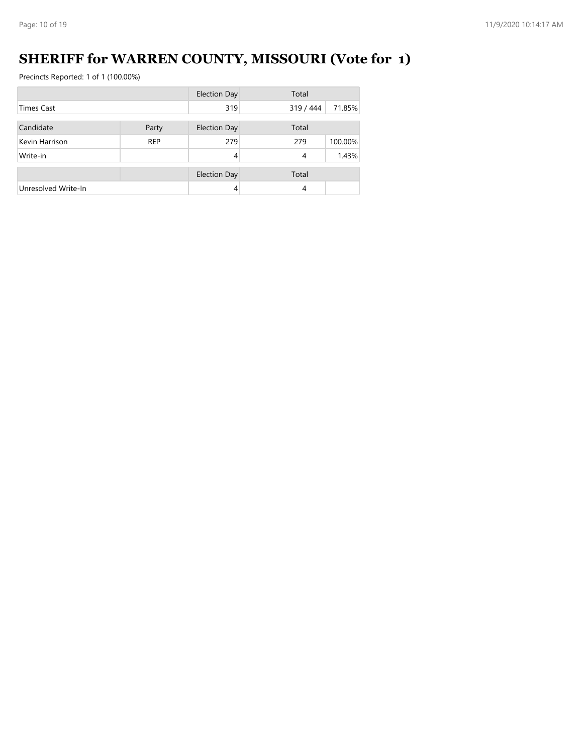# SHERIFF for WARREN COUNTY, MISSOURI (Vote for 1)

Precincts Reported: 1 of 1 (100.00%)

| | | Election Day | Total | |
|---|---|---|---|---|
| Times Cast | | 319 | 319 / 444 | 71.85% |

| Candidate | Party | Election Day | Total | |
|---|---|---|---|---|
| Kevin Harrison | REP | 279 | 279 | 100.00% |
| Write-in | | 4 | 4 | 1.43% |

| | | Election Day | Total | |
|---|---|---|---|---|
| Unresolved Write-In | | 4 | 4 | |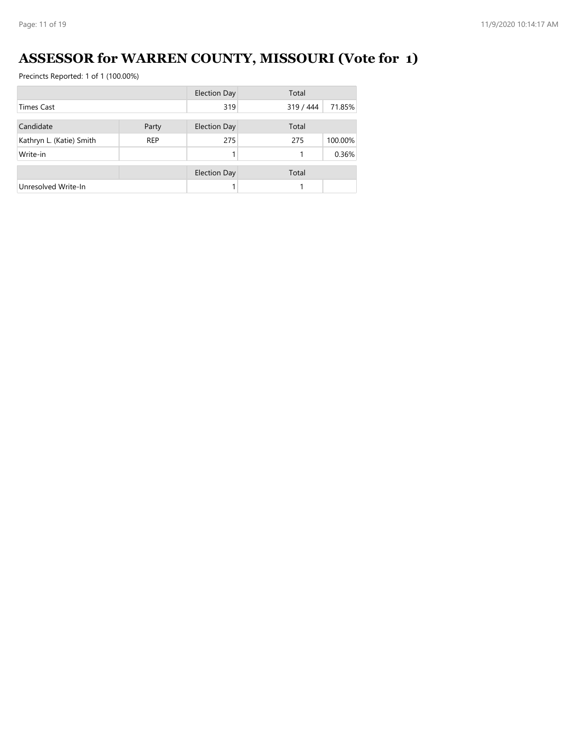# ASSESSOR for WARREN COUNTY, MISSOURI (Vote for 1)

Precincts Reported: 1 of 1 (100.00%)

| | | Election Day | Total | |
|---|---|---|---|---|
| Times Cast | | 319 | 319 / 444 | 71.85% |

| Candidate | Party | Election Day | Total | |
|---|---|---|---|---|
| Kathryn L. (Katie) Smith | REP | 275 | 275 | 100.00% |
| Write-in | | 1 | 1 | 0.36% |

| | | Election Day | Total | |
|---|---|---|---|---|
| Unresolved Write-In | | 1 | 1 | |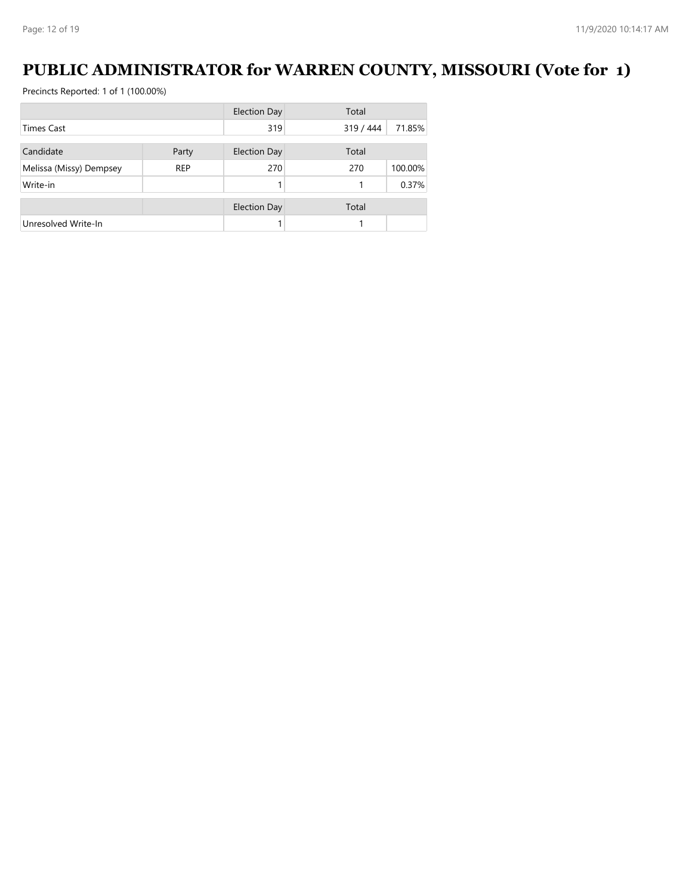# PUBLIC ADMINISTRATOR for WARREN COUNTY, MISSOURI (Vote for 1)

Precincts Reported: 1 of 1 (100.00%)

| | | Election Day | Total | |
|---|---|---|---|---|
| Times Cast | | 319 | 319 / 444 | 71.85% |

| Candidate | Party | Election Day | Total | |
|---|---|---|---|---|
| Melissa (Missy) Dempsey | REP | 270 | 270 | 100.00% |
| Write-in | | 1 | 1 | 0.37% |

| | | Election Day | Total | |
|---|---|---|---|---|
| Unresolved Write-In | | 1 | 1 | |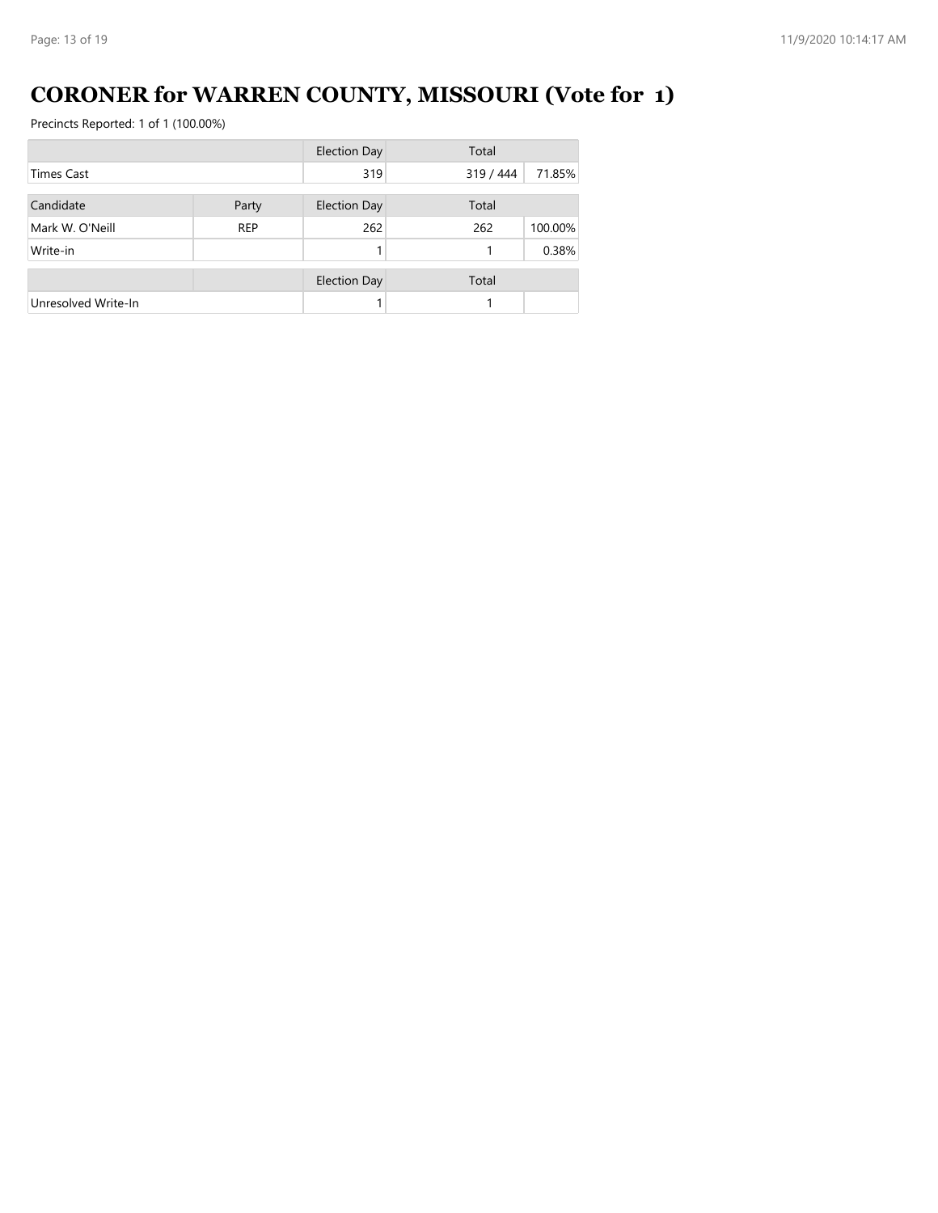# CORONER for WARREN COUNTY, MISSOURI (Vote for 1)

Precincts Reported: 1 of 1 (100.00%)

| | | Election Day | Total | |
|---|---|---|---|---|
| Times Cast | | 319 | 319 / 444 | 71.85% |

| Candidate | Party | Election Day | Total | |
|---|---|---|---|---|
| Mark W. O'Neill | REP | 262 | 262 | 100.00% |
| Write-in | | 1 | 1 | 0.38% |

| | | Election Day | Total | |
|---|---|---|---|---|
| Unresolved Write-In | | 1 | 1 | |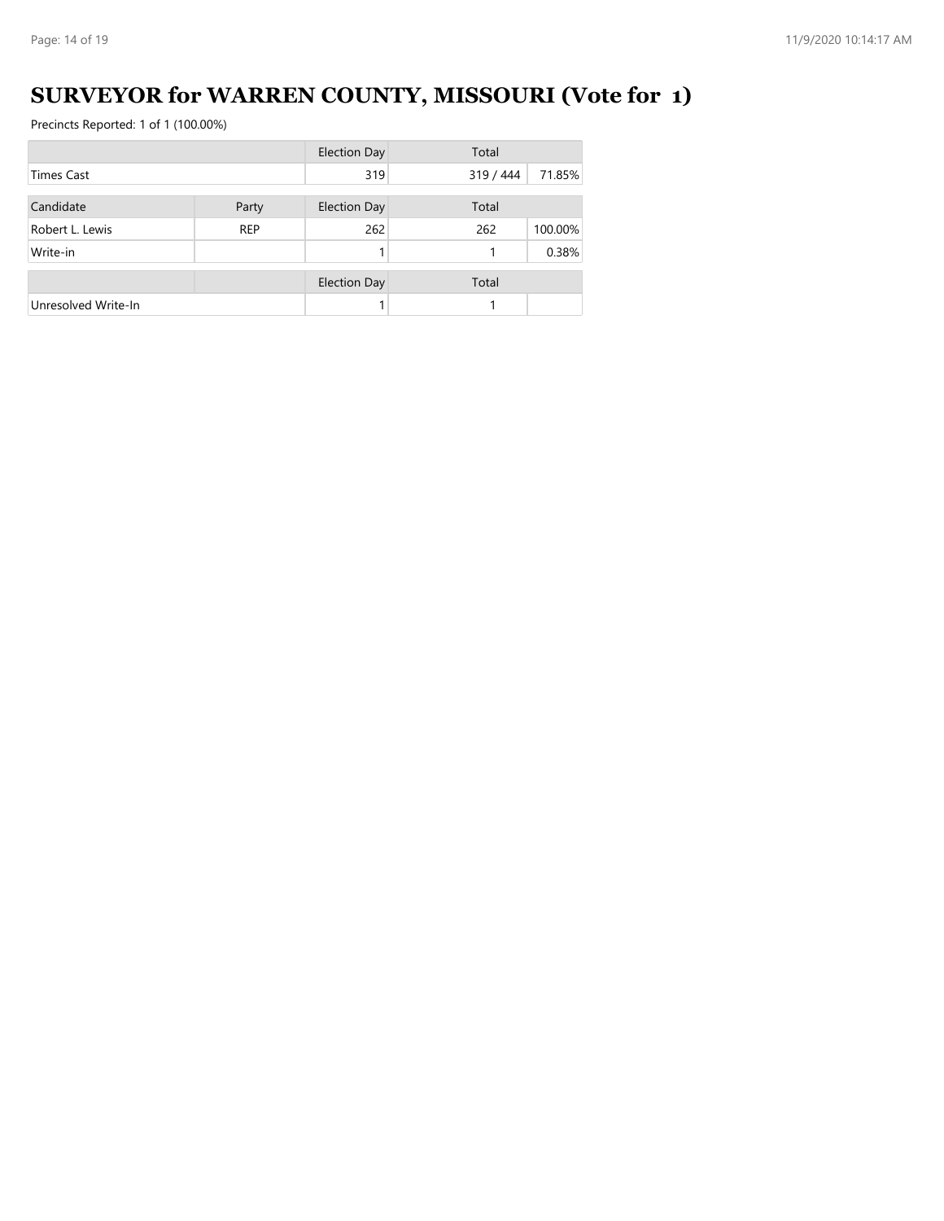# SURVEYOR for WARREN COUNTY, MISSOURI (Vote for 1)

Precincts Reported: 1 of 1 (100.00%)

| | | Election Day | Total | |
|---|---|---|---|---|
| Times Cast | | 319 | 319 / 444 | 71.85% |

| Candidate | Party | Election Day | Total | |
|---|---|---|---|---|
| Robert L. Lewis | REP | 262 | 262 | 100.00% |
| Write-in | | 1 | 1 | 0.38% |

| | | Election Day | Total | |
|---|---|---|---|---|
| Unresolved Write-In | | 1 | 1 | |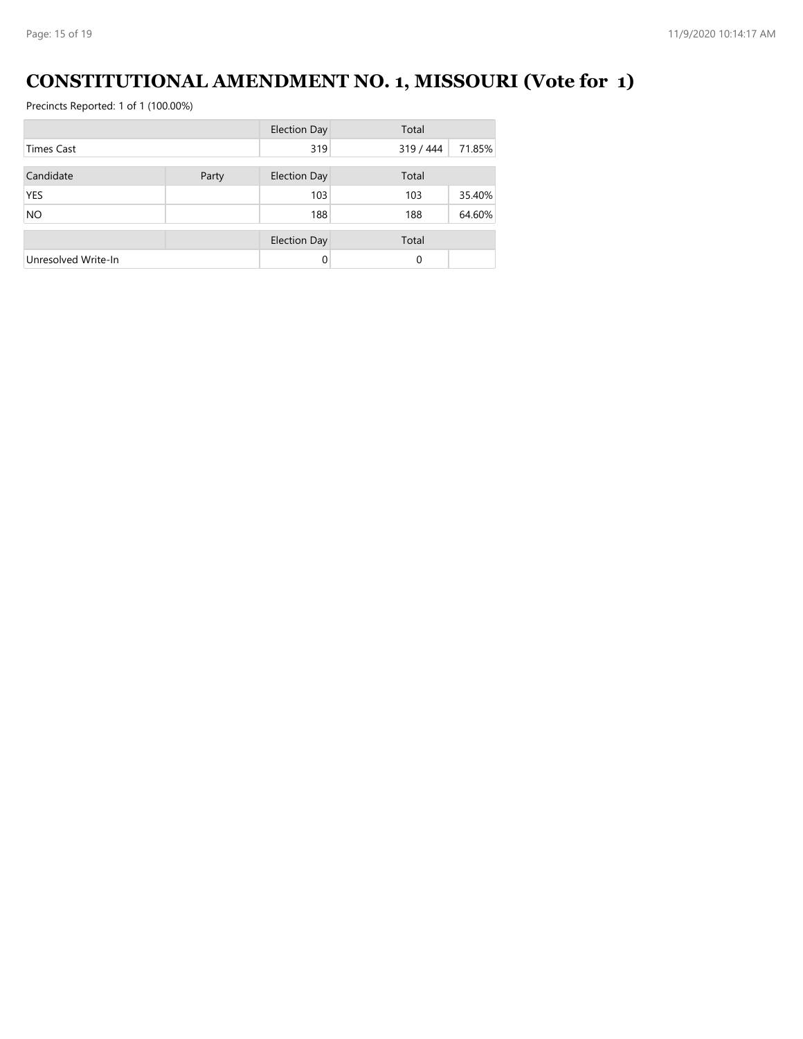# CONSTITUTIONAL AMENDMENT NO. 1, MISSOURI (Vote for 1)

Precincts Reported: 1 of 1 (100.00%)

| | | Election Day | Total | |
|---|---|---|---|---|
| Times Cast | | 319 | 319 / 444 | 71.85% |

| Candidate | Party | Election Day | Total | |
|---|---|---|---|---|
| YES | | 103 | 103 | 35.40% |
| NO | | 188 | 188 | 64.60% |

| | | Election Day | Total | |
|---|---|---|---|---|
| Unresolved Write-In | | 0 | 0 | |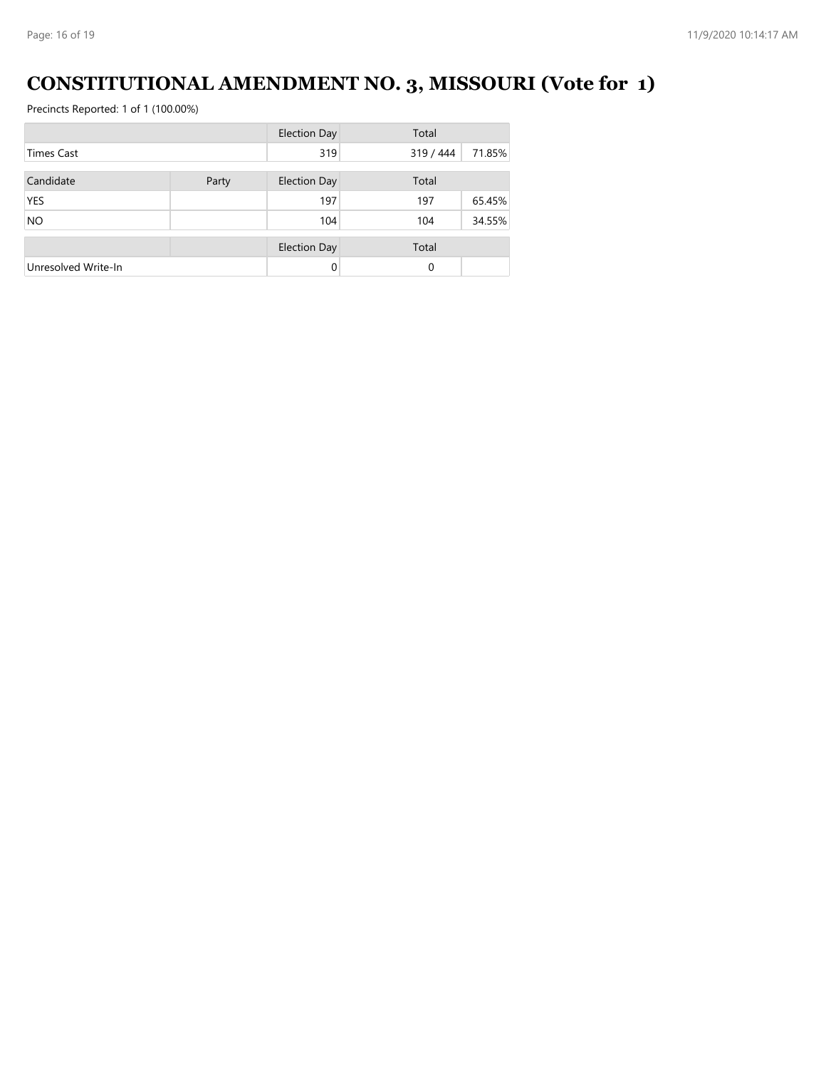# CONSTITUTIONAL AMENDMENT NO. 3, MISSOURI (Vote for 1)

Precincts Reported: 1 of 1 (100.00%)

| | | Election Day | Total | |
|---|---|---|---|---|
| Times Cast | | 319 | 319 / 444 | 71.85% |

| Candidate | Party | Election Day | Total | |
|---|---|---|---|---|
| YES | | 197 | 197 | 65.45% |
| NO | | 104 | 104 | 34.55% |

| | | Election Day | Total | |
|---|---|---|---|---|
| Unresolved Write-In | | 0 | 0 | |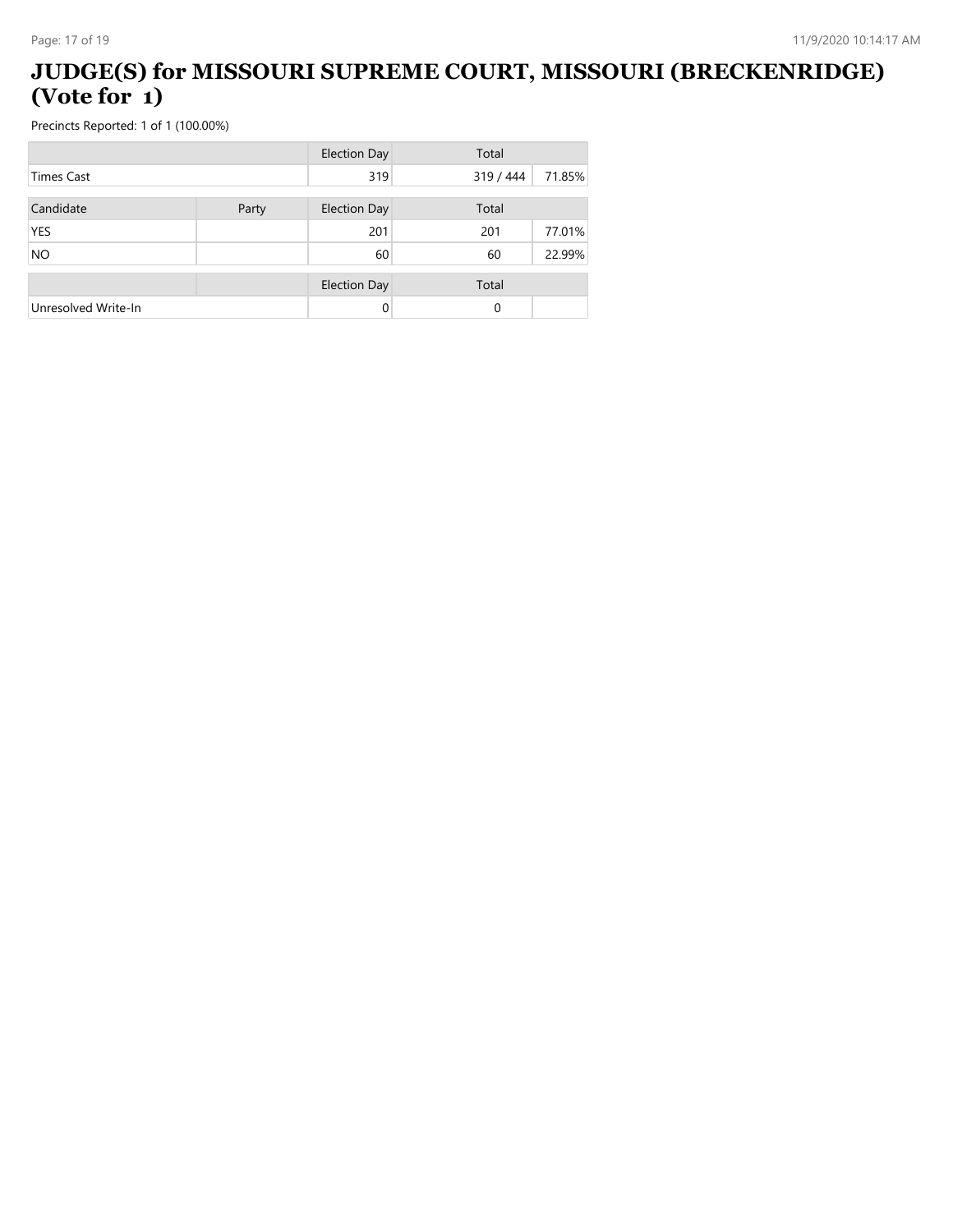# JUDGE(S) for MISSOURI SUPREME COURT, MISSOURI (BRECKENRIDGE) (Vote for 1)

Precincts Reported: 1 of 1 (100.00%)

| | | Election Day | Total | |
|---|---|---|---|---|
| Times Cast | | 319 | 319 / 444 | 71.85% |

| Candidate | Party | Election Day | Total | |
|---|---|---|---|---|
| YES | | 201 | 201 | 77.01% |
| NO | | 60 | 60 | 22.99% |

| | | Election Day | Total | |
|---|---|---|---|---|
| Unresolved Write-In | | 0 | 0 | |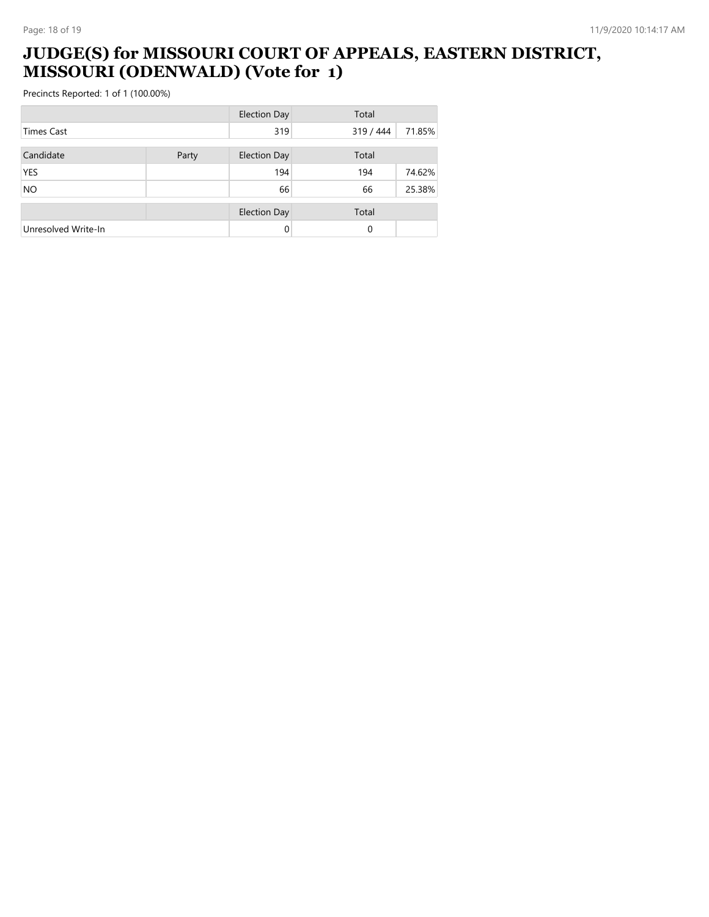# JUDGE(S) for MISSOURI COURT OF APPEALS, EASTERN DISTRICT, MISSOURI (ODENWALD) (Vote for 1)

Precincts Reported: 1 of 1 (100.00%)

| | | Election Day | Total | |
|---|---|---|---|---|
| Times Cast | | 319 | 319 / 444 | 71.85% |

| Candidate | Party | Election Day | Total | |
|---|---|---|---|---|
| YES | | 194 | 194 | 74.62% |
| NO | | 66 | 66 | 25.38% |

| | | Election Day | Total | |
|---|---|---|---|---|
| Unresolved Write-In | | 0 | 0 | |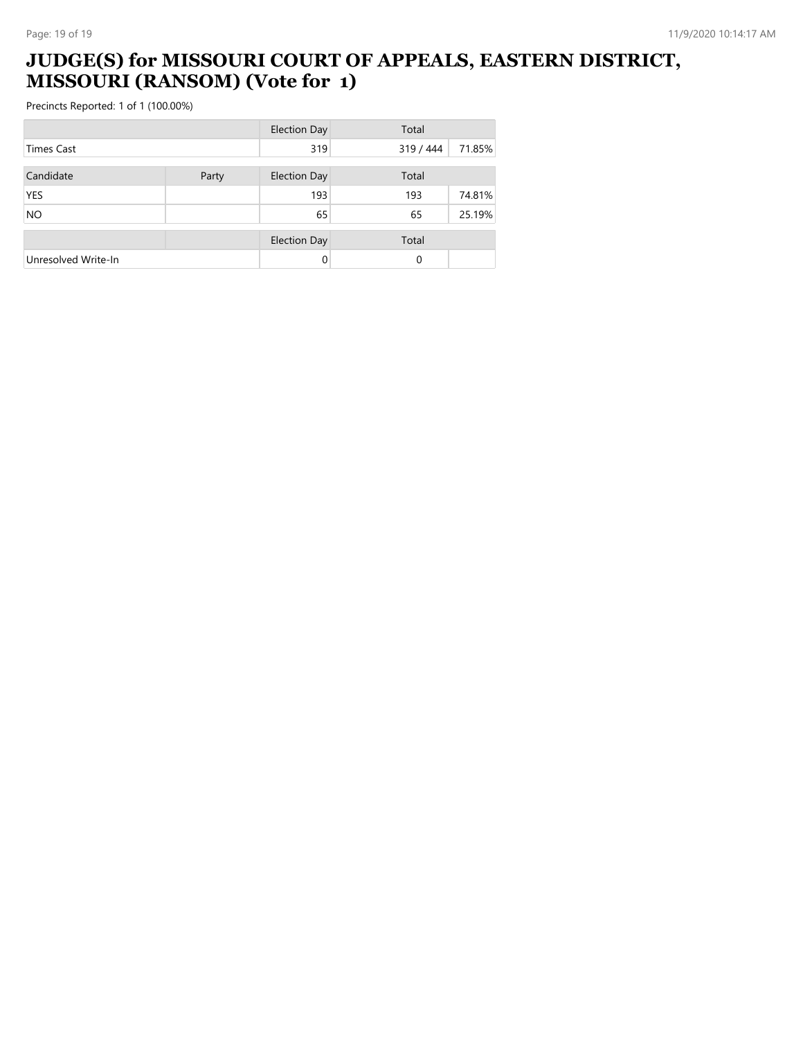# JUDGE(S) for MISSOURI COURT OF APPEALS, EASTERN DISTRICT, MISSOURI (RANSOM) (Vote for 1)

Precincts Reported: 1 of 1 (100.00%)

| | | Election Day | Total | |
|---|---|---|---|---|
| Times Cast | | 319 | 319 / 444 | 71.85% |

| Candidate | Party | Election Day | Total | |
|---|---|---|---|---|
| YES | | 193 | 193 | 74.81% |
| NO | | 65 | 65 | 25.19% |

| | | Election Day | Total | |
|---|---|---|---|---|
| Unresolved Write-In | | 0 | 0 | |